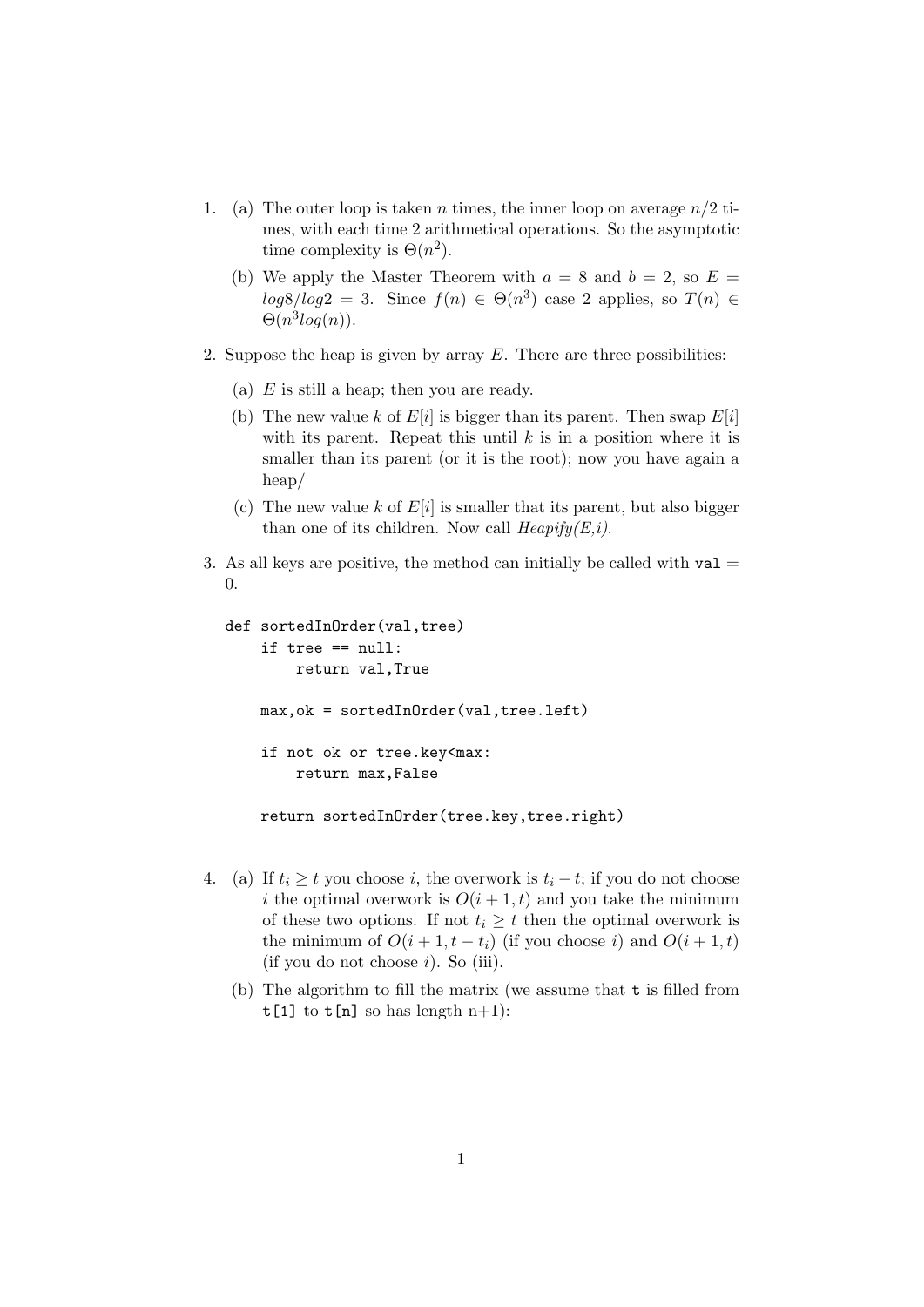1. (a) The outer loop is taken $n$ times, the inner loop on average $n/2$ times, with each time 2 arithmetical operations. So the asymptotic time complexity is $\Theta(n^2)$.

   (b) We apply the Master Theorem with $a = 8$ and $b = 2$, so $E = log8/log2 = 3$. Since $f(n) \in \Theta(n^3)$ case 2 applies, so $T(n) \in \Theta(n^3 log(n))$.

2. Suppose the heap is given by array $E$. There are three possibilities:

   (a) $E$ is still a heap; then you are ready.

   (b) The new value $k$ of $E[i]$ is bigger than its parent. Then swap $E[i]$ with its parent. Repeat this until $k$ is in a position where it is smaller than its parent (or it is the root); now you have again a heap/

   (c) The new value $k$ of $E[i]$ is smaller that its parent, but also bigger than one of its children. Now call *Heapify(E,i)*.

3. As all keys are positive, the method can initially be called with `val` = 0.

```
def sortedInOrder(val,tree)
    if tree == null:
        return val,True

    max,ok = sortedInOrder(val,tree.left)

    if not ok or tree.key<max:
        return max,False

    return sortedInOrder(tree.key,tree.right)
```

4. (a) If $t_i \geq t$ you choose $i$, the overwork is $t_i - t$; if you do not choose $i$ the optimal overwork is $O(i + 1, t)$ and you take the minimum of these two options. If not $t_i \geq t$ then the optimal overwork is the minimum of $O(i + 1, t - t_i)$ (if you choose $i$) and $O(i + 1, t)$ (if you do not choose $i$). So (iii).

   (b) The algorithm to fill the matrix (we assume that `t` is filled from `t[1]` to `t[n]` so has length n+1):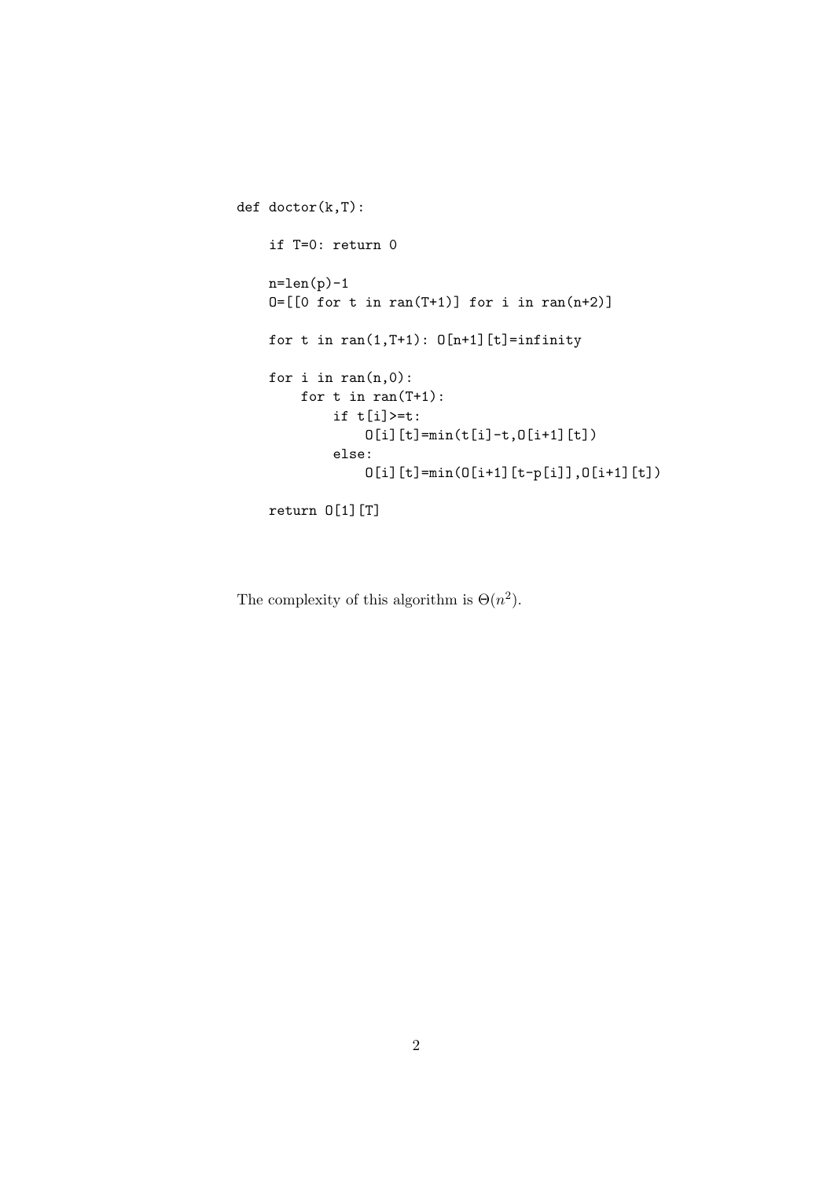```
def doctor(k,T):

    if T=0: return 0

    n=len(p)-1
    O=[[0 for t in ran(T+1)] for i in ran(n+2)]

    for t in ran(1,T+1): O[n+1][t]=infinity

    for i in ran(n,0):
        for t in ran(T+1):
            if t[i]>=t:
                O[i][t]=min(t[i]-t,O[i+1][t])
            else:
                O[i][t]=min(O[i+1][t-p[i]],O[i+1][t])

    return O[1][T]
```

The complexity of this algorithm is $\Theta(n^2)$.